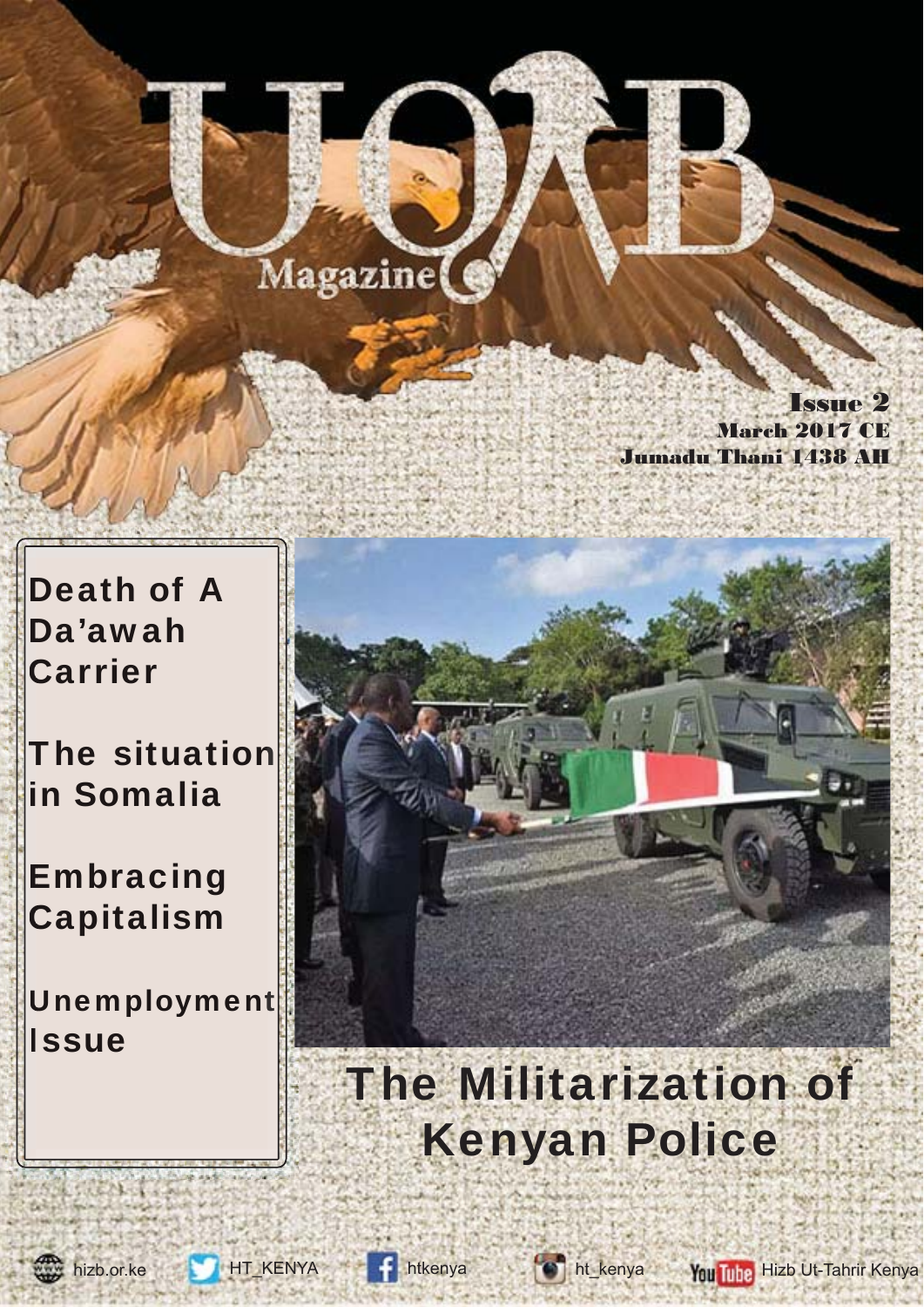# UQAB

Magazine

**Issue 2**
**March 2017 CE**
**Jumadu Thani 1438 AH**

**Death of A Da'awah Carrier**

**The situation in Somalia**

**Embracing Capitalism**

**Unemployment Issue**

## The Militarization of Kenyan Police

hizb.or.ke | HT_KENYA | htkenya | ht_kenya | Hizb Ut-Tahrir Kenya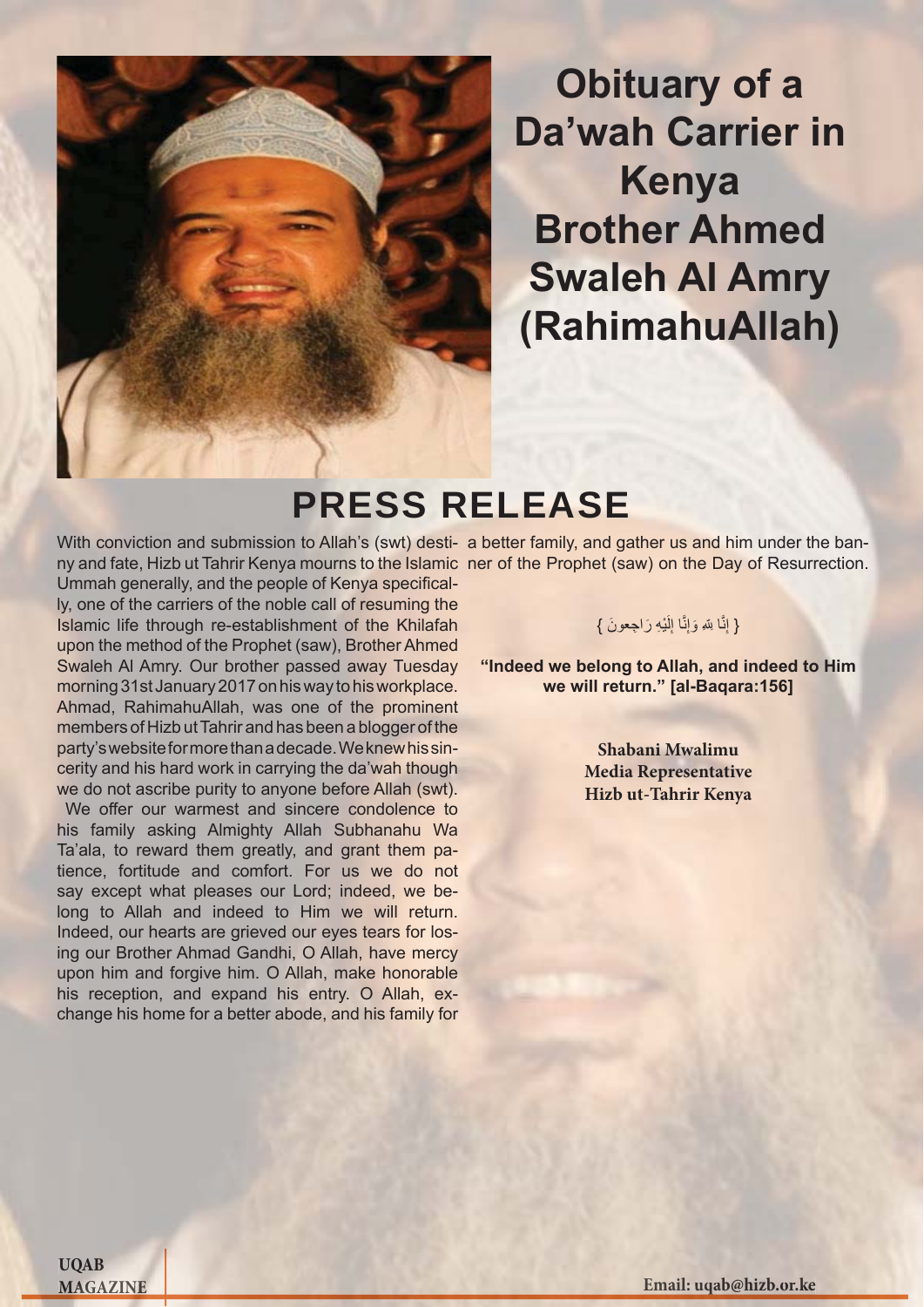# Obituary of a Da'wah Carrier in Kenya Brother Ahmed Swaleh Al Amry (RahimahuAllah)

## PRESS RELEASE

With conviction and submission to Allah's (swt) destiny and fate, Hizb ut Tahrir Kenya mourns to the Islamic Ummah generally, and the people of Kenya specifically, one of the carriers of the noble call of resuming the Islamic life through re-establishment of the Khilafah upon the method of the Prophet (saw), Brother Ahmed Swaleh Al Amry. Our brother passed away Tuesday morning 31st January 2017 on his way to his workplace. Ahmad, RahimahuAllah, was one of the prominent members of Hizb ut Tahrir and has been a blogger of the party's website for more than a decade. We knew his sincerity and his hard work in carrying the da'wah though we do not ascribe purity to anyone before Allah (swt).

We offer our warmest and sincere condolence to his family asking Almighty Allah Subhanahu Wa Ta'ala, to reward them greatly, and grant them patience, fortitude and comfort. For us we do not say except what pleases our Lord; indeed, we belong to Allah and indeed to Him we will return. Indeed, our hearts are grieved our eyes tears for losing our Brother Ahmad Gandhi, O Allah, have mercy upon him and forgive him. O Allah, make honorable his reception, and expand his entry. O Allah, exchange his home for a better abode, and his family for a better family, and gather us and him under the banner of the Prophet (saw) on the Day of Resurrection.

{ إِنَّا لِلَّهِ وَإِنَّا إِلَيْهِ رَاجِعونَ }

**"Indeed we belong to Allah, and indeed to Him we will return." [al-Baqara:156]**

**Shabani Mwalimu**
**Media Representative**
**Hizb ut-Tahrir Kenya**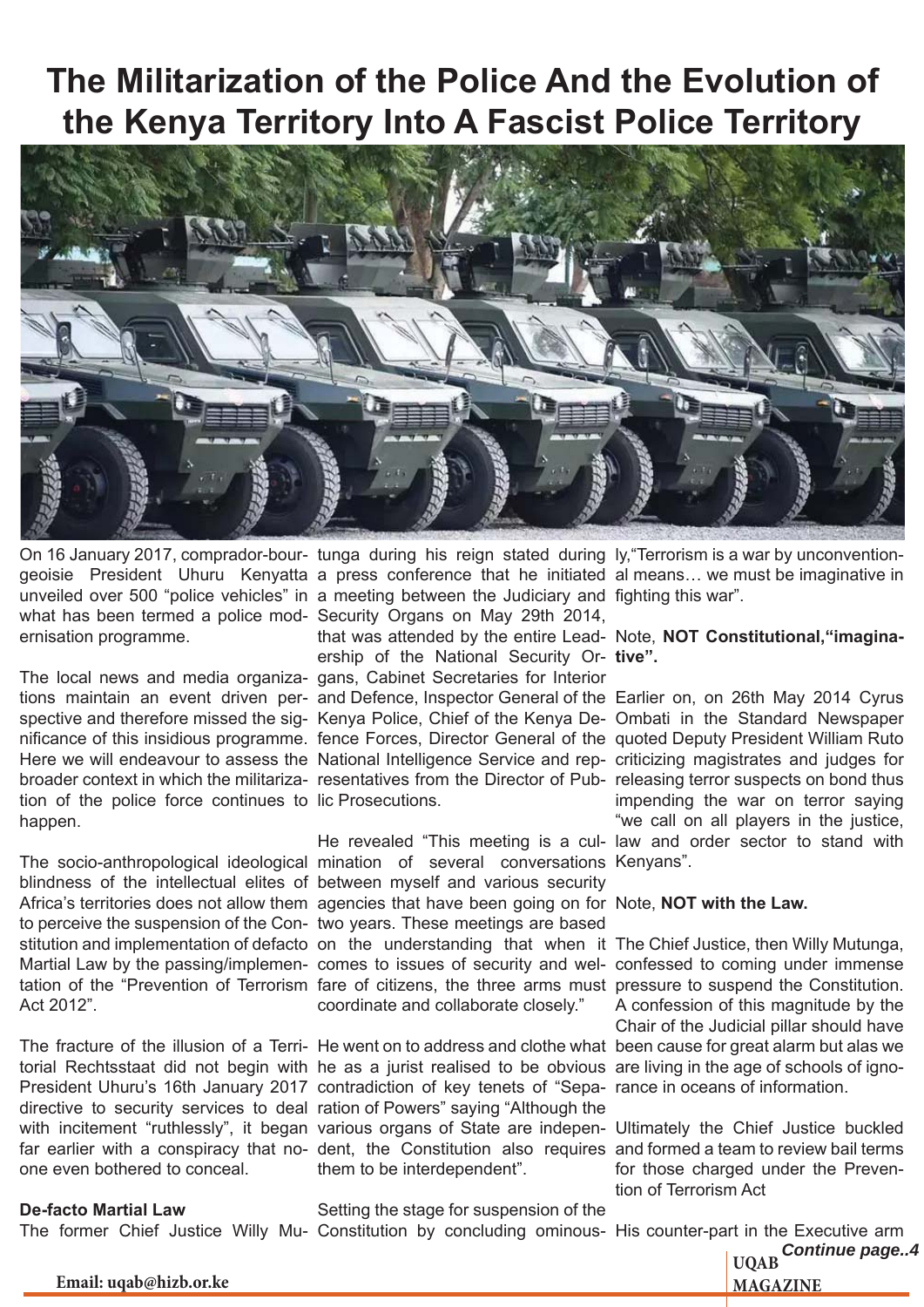# The Militarization of the Police And the Evolution of the Kenya Territory Into A Fascist Police Territory

On 16 January 2017, comprador-bourgeoisie President Uhuru Kenyatta unveiled over 500 "police vehicles" in what has been termed a police modernisation programme.

The local news and media organizations maintain an event driven perspective and therefore missed the significance of this insidious programme. Here we will endeavour to assess the broader context in which the militarization of the police force continues to happen.

The socio-anthropological ideological blindness of the intellectual elites of Africa's territories does not allow them to perceive the suspension of the Constitution and implementation of defacto Martial Law by the passing/implementation of the "Prevention of Terrorism Act 2012".

The fracture of the illusion of a Territorial Rechtsstaat did not begin with President Uhuru's 16th January 2017 directive to security services to deal with incitement "ruthlessly", it began far earlier with a conspiracy that noone even bothered to conceal.

**De-facto Martial Law**

The former Chief Justice Willy Mutunga during his reign stated during a press conference that he initiated a meeting between the Judiciary and Security Organs on May 29th 2014, that was attended by the entire Leadership of the National Security Organs, Cabinet Secretaries for Interior and Defence, Inspector General of the Kenya Police, Chief of the Kenya Defence Forces, Director General of the National Intelligence Service and representatives from the Director of Public Prosecutions.

He revealed "This meeting is a culmination of several conversations between myself and various security agencies that have been going on for two years. These meetings are based on the understanding that when it comes to issues of security and welfare of citizens, the three arms must coordinate and collaborate closely."

He went on to address and clothe what he as a jurist realised to be obvious contradiction of key tenets of "Separation of Powers" saying "Although the various organs of State are independent, the Constitution also requires them to be interdependent".

Setting the stage for suspension of the Constitution by concluding ominously,"Terrorism is a war by unconventional means… we must be imaginative in fighting this war".

Note, **NOT Constitutional,"imaginative".**

Earlier on, on 26th May 2014 Cyrus Ombati in the Standard Newspaper quoted Deputy President William Ruto criticizing magistrates and judges for releasing terror suspects on bond thus impending the war on terror saying "we call on all players in the justice, law and order sector to stand with Kenyans".

Note, **NOT with the Law.**

The Chief Justice, then Willy Mutunga, confessed to coming under immense pressure to suspend the Constitution. A confession of this magnitude by the Chair of the Judicial pillar should have been cause for great alarm but alas we are living in the age of schools of ignorance in oceans of information.

Ultimately the Chief Justice buckled and formed a team to review bail terms for those charged under the Prevention of Terrorism Act

His counter-part in the Executive arm

***Continue page..4***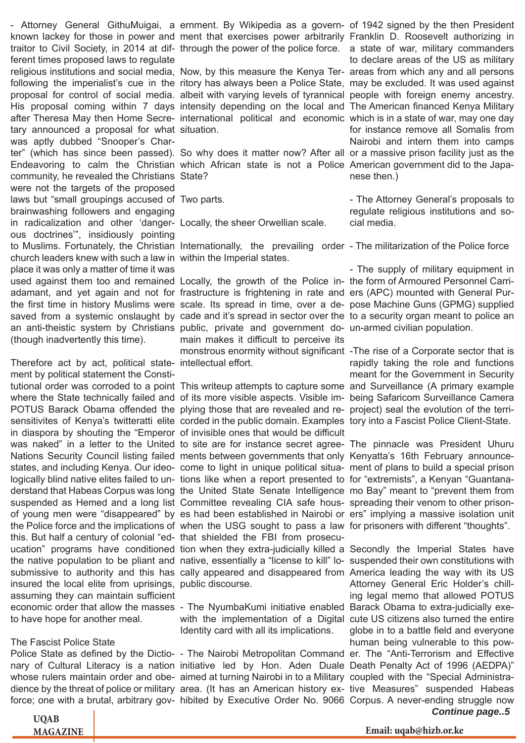- Attorney General GithuMuigai, a known lackey for those in power and traitor to Civil Society, in 2014 at different times proposed laws to regulate religious institutions and social media, following the imperialist's cue in the proposal for control of social media. His proposal coming within 7 days after Theresa May then Home Secretary announced a proposal for what was aptly dubbed "Snooper's Charter" (which has since been passed). Endeavoring to calm the Christian community, he revealed the Christians were not the targets of the proposed laws but "small groupings accused of brainwashing followers and engaging in radicalization and other 'dangerous doctrines'", insidiously pointing to Muslims. Fortunately, the Christian church leaders knew with such a law in place it was only a matter of time it was used against them too and remained adamant, and yet again and not for the first time in history Muslims were saved from a systemic onslaught by an anti-theistic system by Christians (though inadvertently this time).

Therefore act by act, political statement by political statement the Constitutional order was corroded to a point where the State technically failed and POTUS Barack Obama offended the sensitivites of Kenya's twitteratti elite in diaspora by shouting the "Emperor was naked" in a letter to the United Nations Security Council listing failed states, and including Kenya. Our ideologically blind native elites failed to understand that Habeas Corpus was long suspended as Hemed and a long list of young men were "disappeared" by the Police force and the implications of this. But half a century of colonial "education" programs have conditioned the native population to be pliant and submissive to authority and this has insured the local elite from uprisings, assuming they can maintain sufficient economic order that allow the masses to have hope for another meal.

## The Fascist Police State

Police State as defined by the Dictionary of Cultural Literacy is a nation whose rulers maintain order and obedience by the threat of police or military force; one with a brutal, arbitrary government. By Wikipedia as a government that exercises power arbitrarily through the power of the police force.

Now, by this measure the Kenya Territory has always been a Police State, albeit with varying levels of tyrannical intensity depending on the local and international political and economic situation.

So why does it matter now? After all which African state is not a Police State?

Two parts.

Locally, the sheer Orwellian scale.

Internationally, the prevailing order within the Imperial states.

Locally, the growth of the Police infrastructure is frightening in rate and scale. Its spread in time, over a decade and it's spread in sector over the public, private and government domain makes it difficult to perceive its monstrous enormity without significant intellectual effort.

This writeup attempts to capture some of its more visible aspects. Visible implying those that are revealed and recorded in the public domain. Examples of invisible ones that would be difficult to site are for instance secret agreements between governments that only come to light in unique political situations like when a report presented to the United State Senate Intelligence Committee revealing CIA safe houses had been established in Nairobi or when the USG sought to pass a law that shielded the FBI from prosecution when they extra-judicially killed a native, essentially a "license to kill" locally appeared and disappeared from public discourse.

- The NyumbaKumi initiative enabled with the implementation of a Digital Identity card with all its implications.

- The Nairobi Metropolitan Command initiative led by Hon. Aden Duale aimed at turning Nairobi in to a Military area. (It has an American history exhibited by Executive Order No. 9066 of 1942 signed by the then President Franklin D. Roosevelt authorizing in a state of war, military commanders to declare areas of the US as military areas from which any and all persons may be excluded. It was used against people with foreign enemy ancestry. The American financed Kenya Military which is in a state of war, may one day for instance remove all Somalis from Nairobi and intern them into camps or a massive prison facility just as the American government did to the Japanese then.)

- The Attorney General's proposals to regulate religious institutions and social media.

- The militarization of the Police force

- The supply of military equipment in the form of Armoured Personnel Carriers (APC) mounted with General Purpose Machine Guns (GPMG) supplied to a security organ meant to police an un-armed civilian population.

-The rise of a Corporate sector that is rapidly taking the role and functions meant for the Government in Security and Surveillance (A primary example being Safaricom Surveillance Camera project) seal the evolution of the territory into a Fascist Police Client-State.

The pinnacle was President Uhuru Kenyatta's 16th February announcement of plans to build a special prison for "extremists", a Kenyan "Guantanamo Bay" meant to "prevent them from spreading their venom to other prisoners" implying a massive isolation unit for prisoners with different "thoughts".

Secondly the Imperial States have suspended their own constitutions with America leading the way with its US Attorney General Eric Holder's chilling legal memo that allowed POTUS Barack Obama to extra-judicially execute US citizens also turned the entire globe in to a battle field and everyone human being vulnerable to this power. The "Anti-Terrorism and Effective Death Penalty Act of 1996 (AEDPA)" coupled with the "Special Administrative Measures" suspended Habeas Corpus. A never-ending struggle now

*Continue page..5*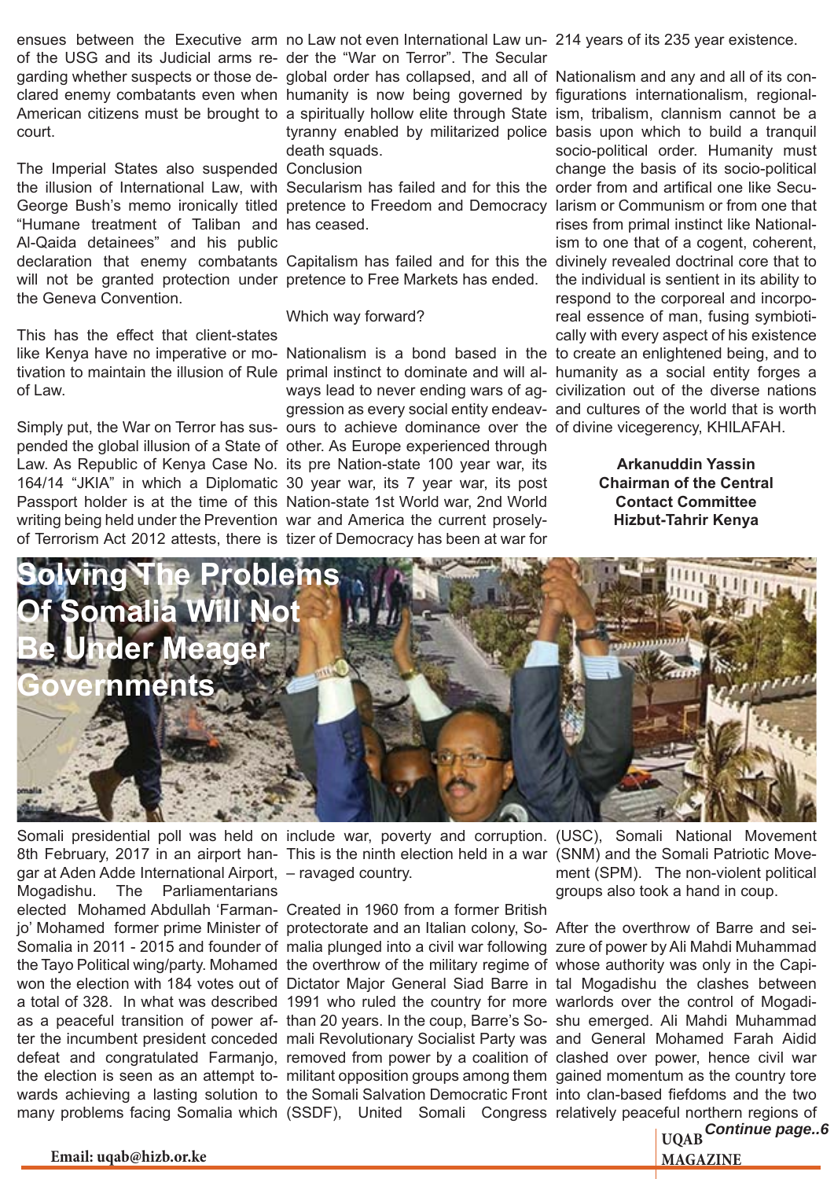ensues between the Executive arm of the USG and its Judicial arms regarding whether suspects or those declared enemy combatants even when American citizens must be brought to court.

The Imperial States also suspended the illusion of International Law, with George Bush's memo ironically titled "Humane treatment of Taliban and Al-Qaida detainees" and his public declaration that enemy combatants will not be granted protection under the Geneva Convention.

This has the effect that client-states like Kenya have no imperative or motivation to maintain the illusion of Rule of Law.

Simply put, the War on Terror has suspended the global illusion of a State of Law. As Republic of Kenya Case No. 164/14 "JKIA" in which a Diplomatic Passport holder is at the time of this writing being held under the Prevention of Terrorism Act 2012 attests, there is no Law not even International Law under the "War on Terror". The Secular global order has collapsed, and all of humanity is now being governed by a spiritually hollow elite through State tyranny enabled by militarized police death squads.

## Conclusion

Secularism has failed and for this the pretence to Freedom and Democracy has ceased.

Capitalism has failed and for this the pretence to Free Markets has ended.

Which way forward?

Nationalism is a bond based in the primal instinct to dominate and will always lead to never ending wars of aggression as every social entity endeavours to achieve dominance over the other. As Europe experienced through its pre Nation-state 100 year war, its 30 year war, its 7 year war, its post Nation-state 1st World war, 2nd World war and America the current proselytizer of Democracy has been at war for 214 years of its 235 year existence.

Nationalism and any and all of its configurations internationalism, regionalism, tribalism, clannism cannot be a basis upon which to build a tranquil socio-political order. Humanity must change the basis of its socio-political order from and artifical one like Secularism or Communism or from one that rises from primal instinct like Nationalism to one that of a cogent, coherent, divinely revealed doctrinal core that to the individual is sentient in its ability to respond to the corporeal and incorporeal essence of man, fusing symbiotically with every aspect of his existence to create an enlightened being, and to humanity as a social entity forges a civilization out of the diverse nations and cultures of the world that is worth of divine vicegerency, KHILAFAH.

**Arkanuddin Yassin**
**Chairman of the Central Contact Committee**
**Hizbut-Tahrir Kenya**

# Solving The Problems Of Somalia Will Not Be Under Meager Governments

Somali presidential poll was held on 8th February, 2017 in an airport hangar at Aden Adde International Airport, Mogadishu. The Parliamentarians elected Mohamed Abdullah 'Farmanjo' Mohamed former prime Minister of Somalia in 2011 - 2015 and founder of the Tayo Political wing/party. Mohamed won the election with 184 votes out of a total of 328. In what was described as a peaceful transition of power after the incumbent president conceded defeat and congratulated Farmanjo, the election is seen as an attempt towards achieving a lasting solution to many problems facing Somalia which include war, poverty and corruption. This is the ninth election held in a war – ravaged country.

Created in 1960 from a former British protectorate and an Italian colony, Somalia plunged into a civil war following the overthrow of the military regime of Dictator Major General Siad Barre in 1991 who ruled the country for more than 20 years. In the coup, Barre's Somali Revolutionary Socialist Party was removed from power by a coalition of militant opposition groups among them the Somali Salvation Democratic Front (SSDF), United Somali Congress (USC), Somali National Movement (SNM) and the Somali Patriotic Movement (SPM). The non-violent political groups also took a hand in coup.

After the overthrow of Barre and seizure of power by Ali Mahdi Muhammad whose authority was only in the Capital Mogadishu the clashes between warlords over the control of Mogadishu emerged. Ali Mahdi Muhammad and General Mohamed Farah Aidid clashed over power, hence civil war gained momentum as the country tore into clan-based fiefdoms and the two relatively peaceful northern regions of

*Continue page..6*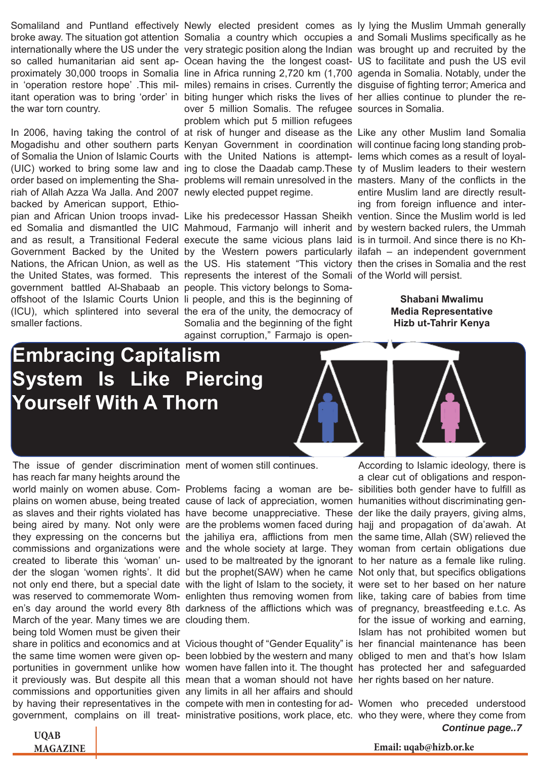Somaliland and Puntland effectively broke away. The situation got attention internationally where the US under the so called humanitarian aid sent approximately 30,000 troops in Somalia in 'operation restore hope' .This militant operation was to bring 'order' in the war torn country.

In 2006, having taking the control of Mogadishu and other southern parts of Somalia the Union of Islamic Courts (UIC) worked to bring some law and order based on implementing the Shariah of Allah Azza Wa Jalla. And 2007 backed by American support, Ethiopian and African Union troops invaded Somalia and dismantled the UIC and as result, a Transitional Federal Government Backed by the United Nations, the African Union, as well as the United States, was formed. This government battled Al-Shabaab an offshoot of the Islamic Courts Union (ICU), which splintered into several smaller factions.

Newly elected president comes as Somalia a country which occupies a very strategic position along the Indian Ocean having the the longest coastline in Africa running 2,720 km (1,700 miles) remains in crises. Currently the biting hunger which risks the lives of over 5 million Somalis. The refugee problem which put 5 million refugees at risk of hunger and disease as the Kenyan Government in coordination with the United Nations is attempting to close the Daadab camp.These problems will remain unresolved in the newly elected puppet regime.

Like his predecessor Hassan Sheikh Mahmoud, Farmanjo will inherit and execute the same vicious plans laid by the Western powers particularly the US. His statement "This victory represents the interest of the Somali people. This victory belongs to Somali people, and this is the beginning of the era of the unity, the democracy of Somalia and the beginning of the fight against corruption," Farmajo is openly lying the Muslim Ummah generally and Somali Muslims specifically as he was brought up and recruited by the US to facilitate and push the US evil agenda in Somalia. Notably, under the disguise of fighting terror; America and her allies continue to plunder the resources in Somalia.

Like any other Muslim land Somalia will continue facing long standing problems which comes as a result of loyalty of Muslim leaders to their western masters. Many of the conflicts in the entire Muslim land are directly resulting from foreign influence and intervention. Since the Muslim world is led by western backed rulers, the Ummah is in turmoil. And since there is no Khilafah – an independent government then the crises in Somalia and the rest of the World will persist.

**Shabani Mwalimu**
**Media Representative**
**Hizb ut-Tahrir Kenya**

# Embracing Capitalism System Is Like Piercing Yourself With A Thorn

The issue of gender discrimination has reach far many heights around the world mainly on women abuse. Complains on women abuse, being treated as slaves and their rights violated has being aired by many. Not only were they expressing on the concerns but commissions and organizations were created to liberate this 'woman' under the slogan 'women rights'. It did not only end there, but a special date was reserved to commemorate Women's day around the world every 8th March of the year. Many times we are being told Women must be given their share in politics and economics and at the same time women were given opportunities in government unlike how it previously was. But despite all this commissions and opportunities given by having their representatives in the government, complains on ill treatment of women still continues.

Problems facing a woman are because of lack of appreciation, women have become unappreciative. These are the problems women faced during the jahiliya era, afflictions from men and the whole society at large. They used to be maltreated by the ignorant but the prophet(SAW) when he came with the light of Islam to the society, it enlighten thus removing women from darkness of the afflictions which was clouding them.

Vicious thought of "Gender Equality" is been lobbied by the western and many women have fallen into it. The thought mean that a woman should not have any limits in all her affairs and should compete with men in contesting for administrative positions, work place, etc.

According to Islamic ideology, there is a clear cut of obligations and responsibilities both gender have to fulfill as humanities without discriminating gender like the daily prayers, giving alms, hajj and propagation of da'awah. At the same time, Allah (SW) relieved the woman from certain obligations due to her nature as a female like ruling. Not only that, but specifics obligations were set to her based on her nature like, taking care of babies from time of pregnancy, breastfeeding e.t.c. As for the issue of working and earning, Islam has not prohibited women but her financial maintenance has been obliged to men and that's how Islam has protected her and safeguarded her rights based on her nature.

Women who preceded understood who they were, where they come from

*Continue page..7*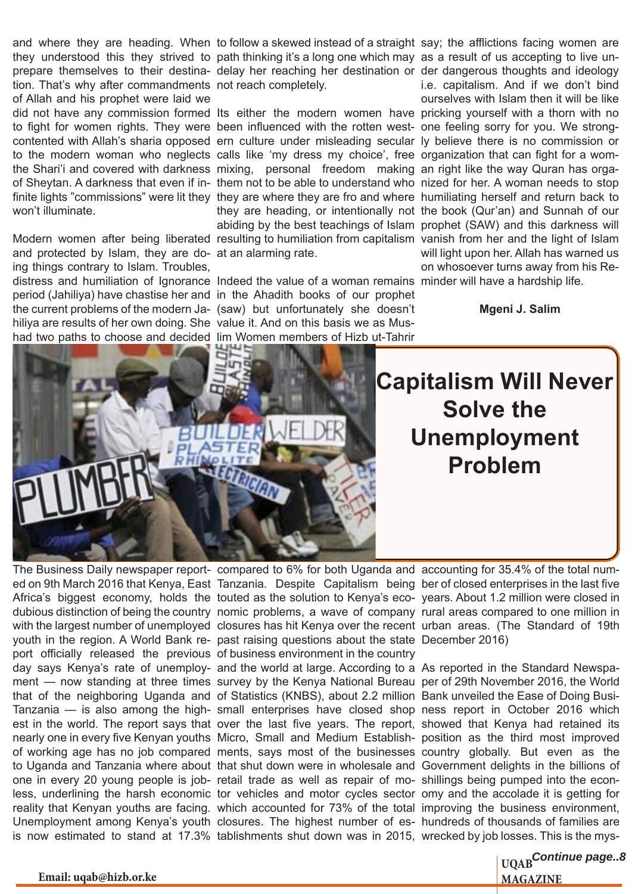and where they are heading. When they understood this they strived to prepare themselves to their destination. That's why after commandments of Allah and his prophet were laid we did not have any commission formed to fight for women rights. They were contented with Allah's sharia opposed to the modern woman who neglects the Shari'i and covered with darkness of Sheytan. A darkness that even if infinite lights "commissions" were lit they won't illuminate.

Modern women after being liberated and protected by Islam, they are doing things contrary to Islam. Troubles, distress and humiliation of Ignorance period (Jahiliya) have chastise her and the current problems of the modern Jahiliya are results of her own doing. She had two paths to choose and decided to follow a skewed instead of a straight path thinking it's a long one which may delay her reaching her destination or not reach completely.

Its either the modern women have been influenced with the rotten western culture under misleading secular calls like 'my dress my choice', free mixing, personal freedom making them not to be able to understand who they are where they are fro and where they are heading, or intentionally not abiding by the best teachings of Islam resulting to humiliation from capitalism at an alarming rate.

Indeed the value of a woman remains in the Ahadith books of our prophet (saw) but unfortunately she doesn't value it. And on this basis we as Muslim Women members of Hizb ut-Tahrir say; the afflictions facing women are as a result of us accepting to live under dangerous thoughts and ideology i.e. capitalism. And if we don't bind ourselves with Islam then it will be like pricking yourself with a thorn with no one feeling sorry for you. We strongly believe there is no commission or organization that can fight for a woman right like the way Quran has organized for her. A woman needs to stop humiliating herself and return back to the book (Qur'an) and Sunnah of our prophet (SAW) and this darkness will vanish from her and the light of Islam will light upon her. Allah has warned us on whosoever turns away from his Reminder will have a hardship life.

**Mgeni J. Salim**

# Capitalism Will Never Solve the Unemployment Problem

The Business Daily newspaper reported on 9th March 2016 that Kenya, East Africa's biggest economy, holds the dubious distinction of being the country with the largest number of unemployed youth in the region. A World Bank report officially released the previous day says Kenya's rate of unemployment — now standing at three times that of the neighboring Uganda and Tanzania — is also among the highest in the world. The report says that nearly one in every five Kenyan youths of working age has no job compared to Uganda and Tanzania where about one in every 20 young people is jobless, underlining the harsh economic reality that Kenyan youths are facing. Unemployment among Kenya's youth is now estimated to stand at 17.3% compared to 6% for both Uganda and Tanzania. Despite Capitalism being touted as the solution to Kenya's economic problems, a wave of company closures has hit Kenya over the recent past raising questions about the state of business environment in the country and the world at large. According to a survey by the Kenya National Bureau of Statistics (KNBS), about 2.2 million small enterprises have closed shop over the last five years. The report, Micro, Small and Medium Establishments, says most of the businesses that shut down were in wholesale and retail trade as well as repair of motor vehicles and motor cycles sector which accounted for 73% of the total closures. The highest number of establishments shut down was in 2015, accounting for 35.4% of the total number of closed enterprises in the last five years. About 1.2 million were closed in rural areas compared to one million in urban areas. (The Standard of 19th December 2016)

As reported in the Standard Newspaper of 29th November 2016, the World Bank unveiled the Ease of Doing Business report in October 2016 which showed that Kenya had retained its position as the third most improved country globally. But even as the Government delights in the billions of shillings being pumped into the economy and the accolade it is getting for improving the business environment, hundreds of thousands of families are wrecked by job losses. This is the mys-

*Continue page..8*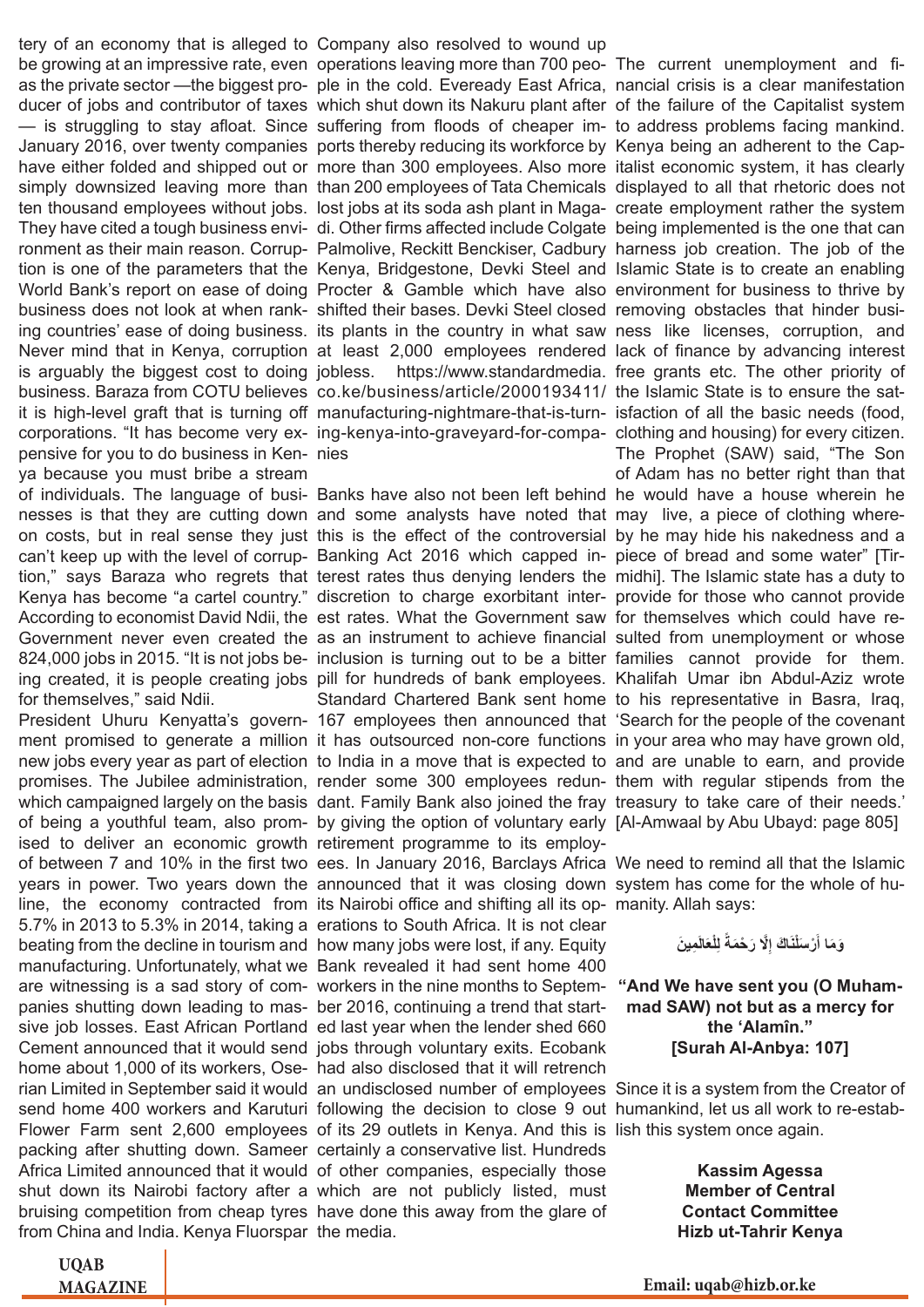tery of an economy that is alleged to be growing at an impressive rate, even as the private sector —the biggest producer of jobs and contributor of taxes — is struggling to stay afloat. Since January 2016, over twenty companies have either folded and shipped out or simply downsized leaving more than ten thousand employees without jobs. They have cited a tough business environment as their main reason. Corruption is one of the parameters that the World Bank's report on ease of doing business does not look at when ranking countries' ease of doing business. Never mind that in Kenya, corruption is arguably the biggest cost to doing business. Baraza from COTU believes it is high-level graft that is turning off corporations. "It has become very expensive for you to do business in Kenya because you must bribe a stream of individuals. The language of businesses is that they are cutting down on costs, but in real sense they just can't keep up with the level of corruption," says Baraza who regrets that Kenya has become "a cartel country." According to economist David Ndii, the Government never even created the 824,000 jobs in 2015. "It is not jobs being created, it is people creating jobs for themselves," said Ndii.

President Uhuru Kenyatta's government promised to generate a million new jobs every year as part of election promises. The Jubilee administration, which campaigned largely on the basis of being a youthful team, also promised to deliver an economic growth of between 7 and 10% in the first two years in power. Two years down the line, the economy contracted from 5.7% in 2013 to 5.3% in 2014, taking a beating from the decline in tourism and manufacturing. Unfortunately, what we are witnessing is a sad story of companies shutting down leading to massive job losses. East African Portland Cement announced that it would send home about 1,000 of its workers, Oserian Limited in September said it would send home 400 workers and Karuturi Flower Farm sent 2,600 employees packing after shutting down. Sameer Africa Limited announced that it would shut down its Nairobi factory after a bruising competition from cheap tyres from China and India. Kenya Fluorspar Company also resolved to wound up operations leaving more than 700 people in the cold. Eveready East Africa, which shut down its Nakuru plant after suffering from floods of cheaper imports thereby reducing its workforce by more than 300 employees. Also more than 200 employees of Tata Chemicals lost jobs at its soda ash plant in Magadi. Other firms affected include Colgate Palmolive, Reckitt Benckiser, Cadbury Kenya, Bridgestone, Devki Steel and Procter & Gamble which have also shifted their bases. Devki Steel closed its plants in the country in what saw at least 2,000 employees rendered jobless. https://www.standardmedia.co.ke/business/article/2000193411/manufacturing-nightmare-that-is-turning-kenya-into-graveyard-for-companies

Banks have also not been left behind and some analysts have noted that this is the effect of the controversial Banking Act 2016 which capped interest rates thus denying lenders the discretion to charge exorbitant interest rates. What the Government saw as an instrument to achieve financial inclusion is turning out to be a bitter pill for hundreds of bank employees. Standard Chartered Bank sent home 167 employees then announced that it has outsourced non-core functions to India in a move that is expected to render some 300 employees redundant. Family Bank also joined the fray by giving the option of voluntary early retirement programme to its employees. In January 2016, Barclays Africa announced that it was closing down its Nairobi office and shifting all its operations to South Africa. It is not clear how many jobs were lost, if any. Equity Bank revealed it had sent home 400 workers in the nine months to September 2016, continuing a trend that started last year when the lender shed 660 jobs through voluntary exits. Ecobank had also disclosed that it will retrench an undisclosed number of employees following the decision to close 9 out of its 29 outlets in Kenya. And this is certainly a conservative list. Hundreds of other companies, especially those which are not publicly listed, must have done this away from the glare of the media.

The current unemployment and financial crisis is a clear manifestation of the failure of the Capitalist system to address problems facing mankind. Kenya being an adherent to the Capitalist economic system, it has clearly displayed to all that rhetoric does not create employment rather the system being implemented is the one that can harness job creation. The job of the Islamic State is to create an enabling environment for business to thrive by removing obstacles that hinder business like licenses, corruption, and lack of finance by advancing interest free grants etc. The other priority of the Islamic State is to ensure the satisfaction of all the basic needs (food, clothing and housing) for every citizen. The Prophet (SAW) said, "The Son of Adam has no better right than that he would have a house wherein he may live, a piece of clothing whereby he may hide his nakedness and a piece of bread and some water" [Tirmidhi]. The Islamic state has a duty to provide for those who cannot provide for themselves which could have resulted from unemployment or whose families cannot provide for them. Khalifah Umar ibn Abdul-Aziz wrote to his representative in Basra, Iraq, 'Search for the people of the covenant in your area who may have grown old, and are unable to earn, and provide them with regular stipends from the treasury to take care of their needs.' [Al-Amwaal by Abu Ubayd: page 805]

We need to remind all that the Islamic system has come for the whole of humanity. Allah says:

وَمَا أَرْسَلْنَاكَ إِلَّا رَحْمَةً لِلْعَالَمِينَ

**"And We have sent you (O Muhammad SAW) not but as a mercy for the 'Alamîn." [Surah Al-Anbya: 107]**

Since it is a system from the Creator of humankind, let us all work to re-establish this system once again.

**Kassim Agessa**
**Member of Central Contact Committee**
**Hizb ut-Tahrir Kenya**